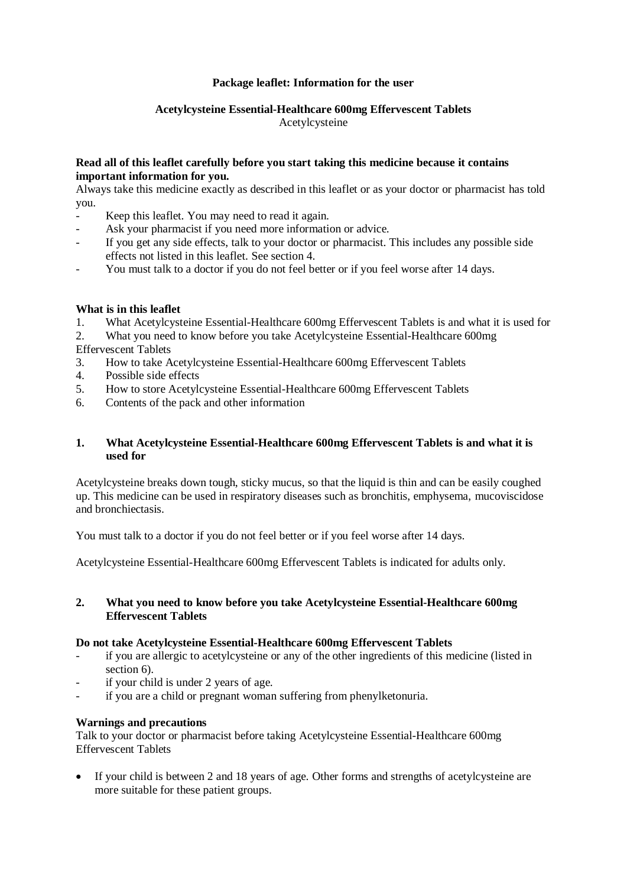**Package leaflet: Information for the user**

**Acetylcysteine Essential-Healthcare 600mg Effervescent Tablets**
Acetylcysteine

**Read all of this leaflet carefully before you start taking this medicine because it contains important information for you.**

Always take this medicine exactly as described in this leaflet or as your doctor or pharmacist has told you.

- Keep this leaflet. You may need to read it again.
- Ask your pharmacist if you need more information or advice.
- If you get any side effects, talk to your doctor or pharmacist. This includes any possible side effects not listed in this leaflet. See section 4.
- You must talk to a doctor if you do not feel better or if you feel worse after 14 days.

**What is in this leaflet**

1. What Acetylcysteine Essential-Healthcare 600mg Effervescent Tablets is and what it is used for
2. What you need to know before you take Acetylcysteine Essential-Healthcare 600mg Effervescent Tablets
3. How to take Acetylcysteine Essential-Healthcare 600mg Effervescent Tablets
4. Possible side effects
5. How to store Acetylcysteine Essential-Healthcare 600mg Effervescent Tablets
6. Contents of the pack and other information

## 1. What Acetylcysteine Essential-Healthcare 600mg Effervescent Tablets is and what it is used for

Acetylcysteine breaks down tough, sticky mucus, so that the liquid is thin and can be easily coughed up. This medicine can be used in respiratory diseases such as bronchitis, emphysema, mucoviscidose and bronchiectasis.

You must talk to a doctor if you do not feel better or if you feel worse after 14 days.

Acetylcysteine Essential-Healthcare 600mg Effervescent Tablets is indicated for adults only.

## 2. What you need to know before you take Acetylcysteine Essential-Healthcare 600mg Effervescent Tablets

**Do not take Acetylcysteine Essential-Healthcare 600mg Effervescent Tablets**

- if you are allergic to acetylcysteine or any of the other ingredients of this medicine (listed in section 6).
- if your child is under 2 years of age.
- if you are a child or pregnant woman suffering from phenylketonuria.

**Warnings and precautions**

Talk to your doctor or pharmacist before taking Acetylcysteine Essential-Healthcare 600mg Effervescent Tablets

- If your child is between 2 and 18 years of age. Other forms and strengths of acetylcysteine are more suitable for these patient groups.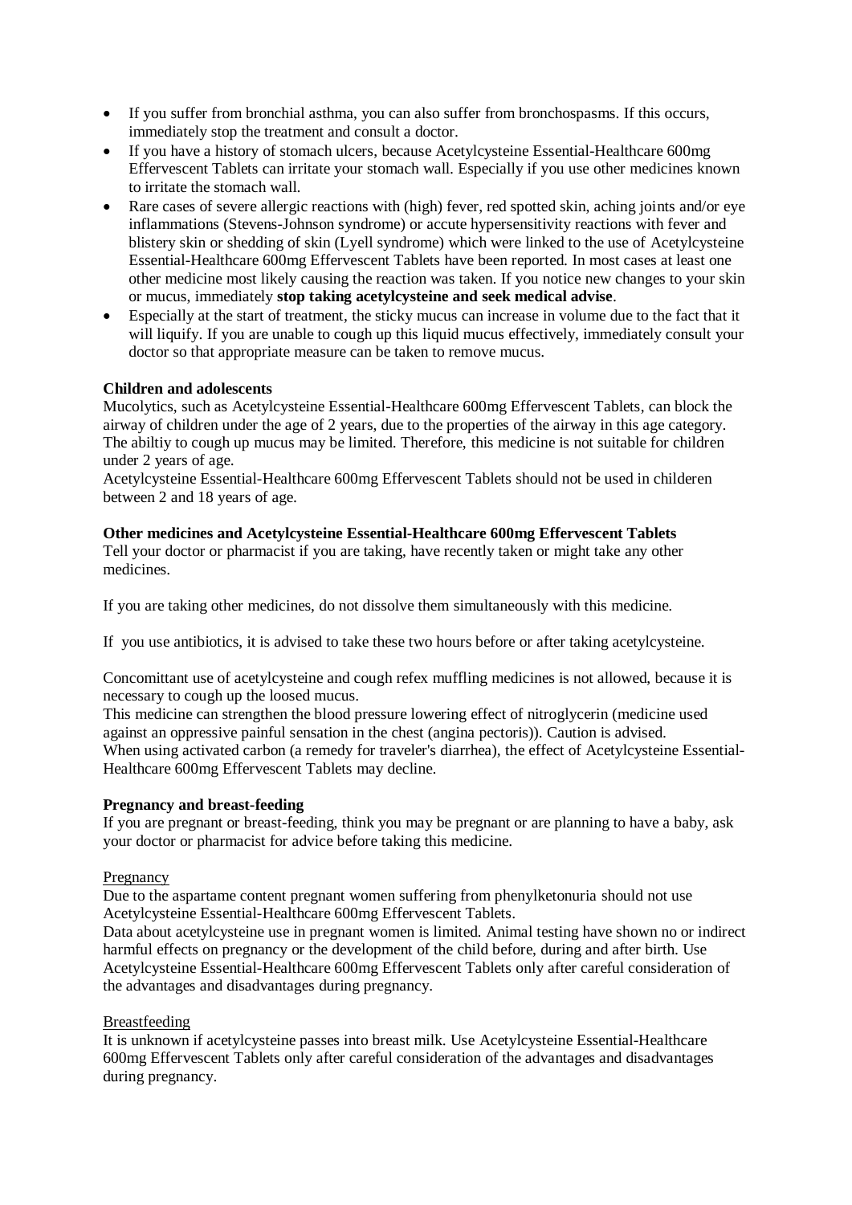- If you suffer from bronchial asthma, you can also suffer from bronchospasms. If this occurs, immediately stop the treatment and consult a doctor.
- If you have a history of stomach ulcers, because Acetylcysteine Essential-Healthcare 600mg Effervescent Tablets can irritate your stomach wall. Especially if you use other medicines known to irritate the stomach wall.
- Rare cases of severe allergic reactions with (high) fever, red spotted skin, aching joints and/or eye inflammations (Stevens-Johnson syndrome) or accute hypersensitivity reactions with fever and blistery skin or shedding of skin (Lyell syndrome) which were linked to the use of Acetylcysteine Essential-Healthcare 600mg Effervescent Tablets have been reported. In most cases at least one other medicine most likely causing the reaction was taken. If you notice new changes to your skin or mucus, immediately **stop taking acetylcysteine and seek medical advise**.
- Especially at the start of treatment, the sticky mucus can increase in volume due to the fact that it will liquify. If you are unable to cough up this liquid mucus effectively, immediately consult your doctor so that appropriate measure can be taken to remove mucus.

**Children and adolescents**

Mucolytics, such as Acetylcysteine Essential-Healthcare 600mg Effervescent Tablets, can block the airway of children under the age of 2 years, due to the properties of the airway in this age category. The abiltiy to cough up mucus may be limited. Therefore, this medicine is not suitable for children under 2 years of age.

Acetylcysteine Essential-Healthcare 600mg Effervescent Tablets should not be used in childeren between 2 and 18 years of age.

**Other medicines and Acetylcysteine Essential-Healthcare 600mg Effervescent Tablets**

Tell your doctor or pharmacist if you are taking, have recently taken or might take any other medicines.

If you are taking other medicines, do not dissolve them simultaneously with this medicine.

If you use antibiotics, it is advised to take these two hours before or after taking acetylcysteine.

Concomittant use of acetylcysteine and cough refex muffling medicines is not allowed, because it is necessary to cough up the loosed mucus.

This medicine can strengthen the blood pressure lowering effect of nitroglycerin (medicine used against an oppressive painful sensation in the chest (angina pectoris)). Caution is advised.

When using activated carbon (a remedy for traveler's diarrhea), the effect of Acetylcysteine Essential-Healthcare 600mg Effervescent Tablets may decline.

**Pregnancy and breast-feeding**

If you are pregnant or breast-feeding, think you may be pregnant or are planning to have a baby, ask your doctor or pharmacist for advice before taking this medicine.

Pregnancy

Due to the aspartame content pregnant women suffering from phenylketonuria should not use Acetylcysteine Essential-Healthcare 600mg Effervescent Tablets.

Data about acetylcysteine use in pregnant women is limited. Animal testing have shown no or indirect harmful effects on pregnancy or the development of the child before, during and after birth. Use Acetylcysteine Essential-Healthcare 600mg Effervescent Tablets only after careful consideration of the advantages and disadvantages during pregnancy.

Breastfeeding

It is unknown if acetylcysteine passes into breast milk. Use Acetylcysteine Essential-Healthcare 600mg Effervescent Tablets only after careful consideration of the advantages and disadvantages during pregnancy.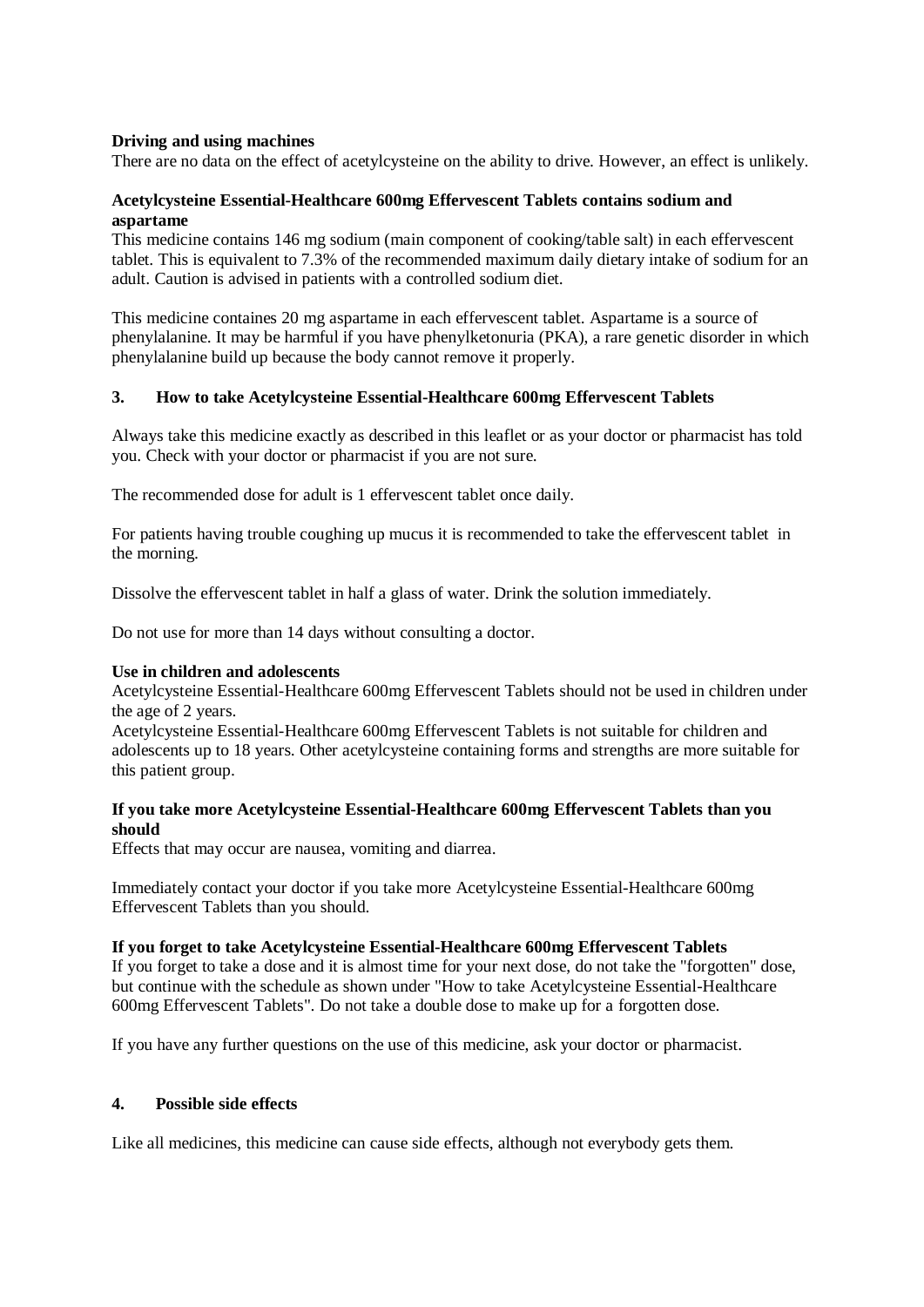**Driving and using machines**
There are no data on the effect of acetylcysteine on the ability to drive. However, an effect is unlikely.

**Acetylcysteine Essential-Healthcare 600mg Effervescent Tablets contains sodium and aspartame**
This medicine contains 146 mg sodium (main component of cooking/table salt) in each effervescent tablet. This is equivalent to 7.3% of the recommended maximum daily dietary intake of sodium for an adult. Caution is advised in patients with a controlled sodium diet.

This medicine containes 20 mg aspartame in each effervescent tablet. Aspartame is a source of phenylalanine. It may be harmful if you have phenylketonuria (PKA), a rare genetic disorder in which phenylalanine build up because the body cannot remove it properly.

## 3. How to take Acetylcysteine Essential-Healthcare 600mg Effervescent Tablets

Always take this medicine exactly as described in this leaflet or as your doctor or pharmacist has told you. Check with your doctor or pharmacist if you are not sure.

The recommended dose for adult is 1 effervescent tablet once daily.

For patients having trouble coughing up mucus it is recommended to take the effervescent tablet in the morning.

Dissolve the effervescent tablet in half a glass of water. Drink the solution immediately.

Do not use for more than 14 days without consulting a doctor.

**Use in children and adolescents**
Acetylcysteine Essential-Healthcare 600mg Effervescent Tablets should not be used in children under the age of 2 years.
Acetylcysteine Essential-Healthcare 600mg Effervescent Tablets is not suitable for children and adolescents up to 18 years. Other acetylcysteine containing forms and strengths are more suitable for this patient group.

**If you take more Acetylcysteine Essential-Healthcare 600mg Effervescent Tablets than you should**
Effects that may occur are nausea, vomiting and diarrea.

Immediately contact your doctor if you take more Acetylcysteine Essential-Healthcare 600mg Effervescent Tablets than you should.

**If you forget to take Acetylcysteine Essential-Healthcare 600mg Effervescent Tablets**
If you forget to take a dose and it is almost time for your next dose, do not take the "forgotten" dose, but continue with the schedule as shown under "How to take Acetylcysteine Essential-Healthcare 600mg Effervescent Tablets". Do not take a double dose to make up for a forgotten dose.

If you have any further questions on the use of this medicine, ask your doctor or pharmacist.

## 4. Possible side effects

Like all medicines, this medicine can cause side effects, although not everybody gets them.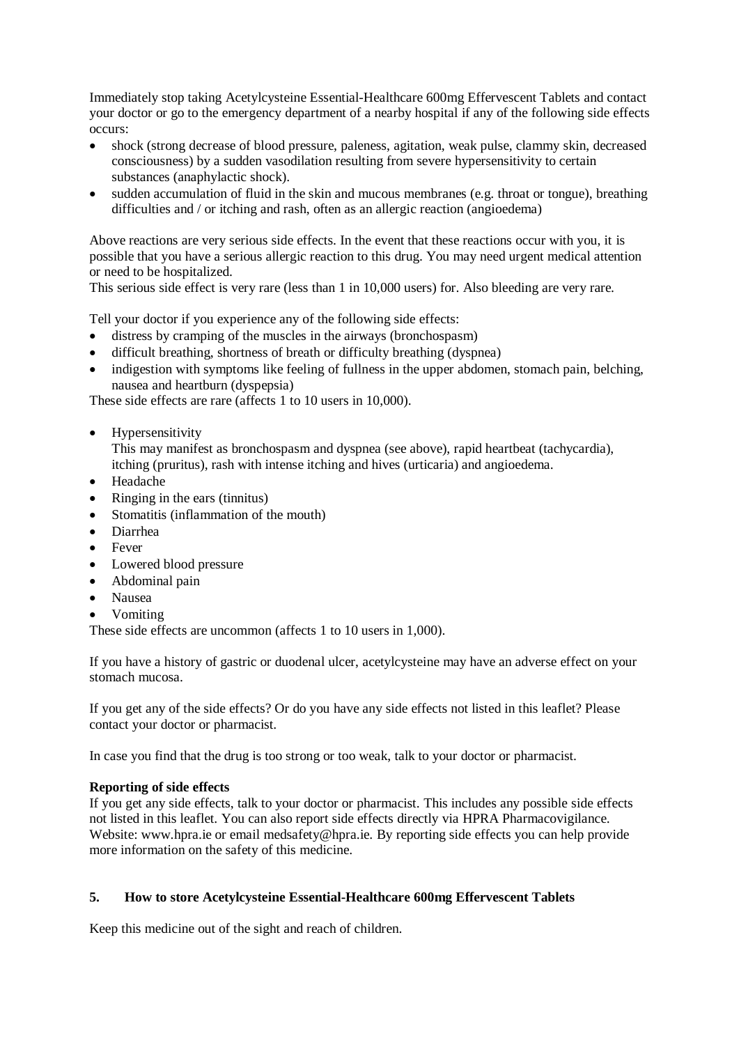Immediately stop taking Acetylcysteine Essential-Healthcare 600mg Effervescent Tablets and contact your doctor or go to the emergency department of a nearby hospital if any of the following side effects occurs:

- shock (strong decrease of blood pressure, paleness, agitation, weak pulse, clammy skin, decreased consciousness) by a sudden vasodilation resulting from severe hypersensitivity to certain substances (anaphylactic shock).
- sudden accumulation of fluid in the skin and mucous membranes (e.g. throat or tongue), breathing difficulties and / or itching and rash, often as an allergic reaction (angioedema)

Above reactions are very serious side effects. In the event that these reactions occur with you, it is possible that you have a serious allergic reaction to this drug. You may need urgent medical attention or need to be hospitalized.
This serious side effect is very rare (less than 1 in 10,000 users) for. Also bleeding are very rare.

Tell your doctor if you experience any of the following side effects:

- distress by cramping of the muscles in the airways (bronchospasm)
- difficult breathing, shortness of breath or difficulty breathing (dyspnea)
- indigestion with symptoms like feeling of fullness in the upper abdomen, stomach pain, belching, nausea and heartburn (dyspepsia)

These side effects are rare (affects 1 to 10 users in 10,000).

- Hypersensitivity
  This may manifest as bronchospasm and dyspnea (see above), rapid heartbeat (tachycardia), itching (pruritus), rash with intense itching and hives (urticaria) and angioedema.
- Headache
- Ringing in the ears (tinnitus)
- Stomatitis (inflammation of the mouth)
- Diarrhea
- Fever
- Lowered blood pressure
- Abdominal pain
- Nausea
- Vomiting

These side effects are uncommon (affects 1 to 10 users in 1,000).

If you have a history of gastric or duodenal ulcer, acetylcysteine may have an adverse effect on your stomach mucosa.

If you get any of the side effects? Or do you have any side effects not listed in this leaflet? Please contact your doctor or pharmacist.

In case you find that the drug is too strong or too weak, talk to your doctor or pharmacist.

**Reporting of side effects**
If you get any side effects, talk to your doctor or pharmacist. This includes any possible side effects not listed in this leaflet. You can also report side effects directly via HPRA Pharmacovigilance. Website: www.hpra.ie or email medsafety@hpra.ie. By reporting side effects you can help provide more information on the safety of this medicine.

## 5. How to store Acetylcysteine Essential-Healthcare 600mg Effervescent Tablets

Keep this medicine out of the sight and reach of children.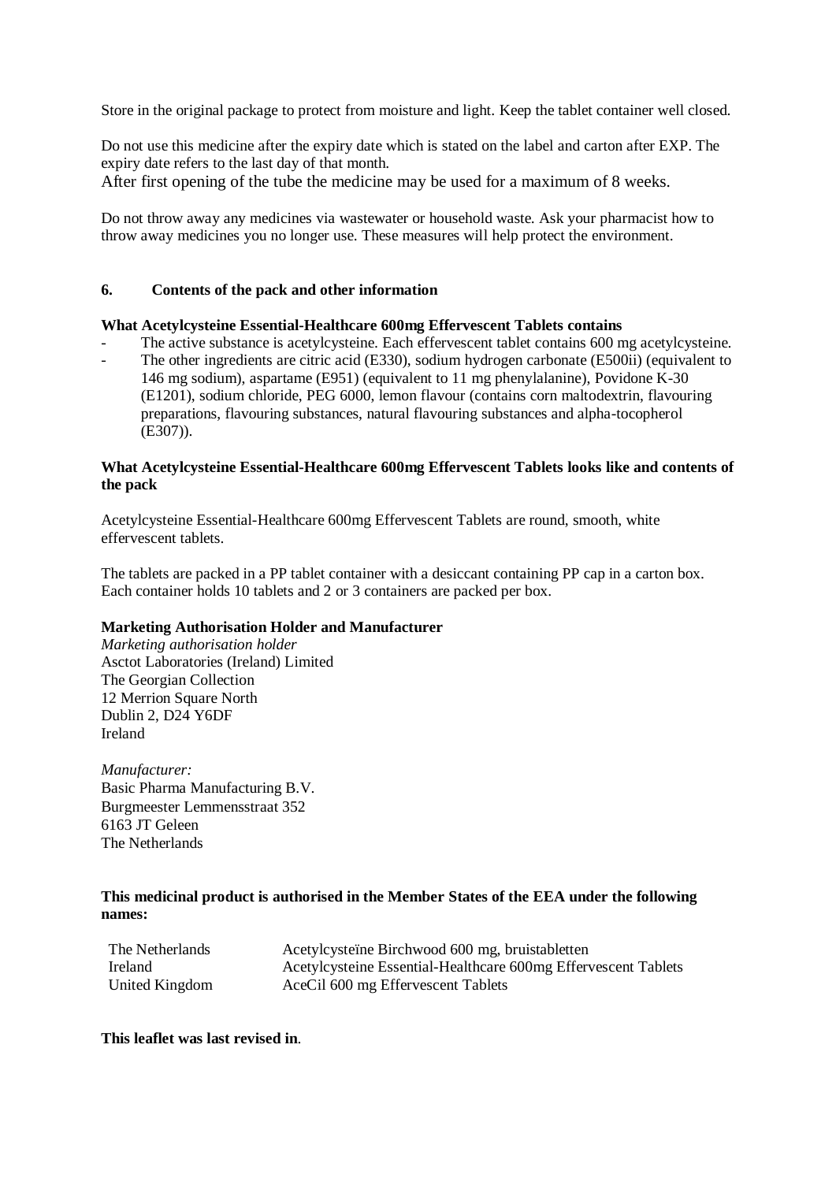Store in the original package to protect from moisture and light. Keep the tablet container well closed.

Do not use this medicine after the expiry date which is stated on the label and carton after EXP. The expiry date refers to the last day of that month.
After first opening of the tube the medicine may be used for a maximum of 8 weeks.

Do not throw away any medicines via wastewater or household waste. Ask your pharmacist how to throw away medicines you no longer use. These measures will help protect the environment.

## 6. Contents of the pack and other information

**What Acetylcysteine Essential-Healthcare 600mg Effervescent Tablets contains**

- The active substance is acetylcysteine. Each effervescent tablet contains 600 mg acetylcysteine.
- The other ingredients are citric acid (E330), sodium hydrogen carbonate (E500ii) (equivalent to 146 mg sodium), aspartame (E951) (equivalent to 11 mg phenylalanine), Povidone K-30 (E1201), sodium chloride, PEG 6000, lemon flavour (contains corn maltodextrin, flavouring preparations, flavouring substances, natural flavouring substances and alpha-tocopherol (E307)).

**What Acetylcysteine Essential-Healthcare 600mg Effervescent Tablets looks like and contents of the pack**

Acetylcysteine Essential-Healthcare 600mg Effervescent Tablets are round, smooth, white effervescent tablets.

The tablets are packed in a PP tablet container with a desiccant containing PP cap in a carton box. Each container holds 10 tablets and 2 or 3 containers are packed per box.

**Marketing Authorisation Holder and Manufacturer**

*Marketing authorisation holder*
Asctot Laboratories (Ireland) Limited
The Georgian Collection
12 Merrion Square North
Dublin 2, D24 Y6DF
Ireland

*Manufacturer:*
Basic Pharma Manufacturing B.V.
Burgmeester Lemmensstraat 352
6163 JT Geleen
The Netherlands

**This medicinal product is authorised in the Member States of the EEA under the following names:**

| | |
|---|---|
| The Netherlands | Acetylcysteïne Birchwood 600 mg, bruistabletten |
| Ireland | Acetylcysteine Essential-Healthcare 600mg Effervescent Tablets |
| United Kingdom | AceCil 600 mg Effervescent Tablets |

**This leaflet was last revised in**.